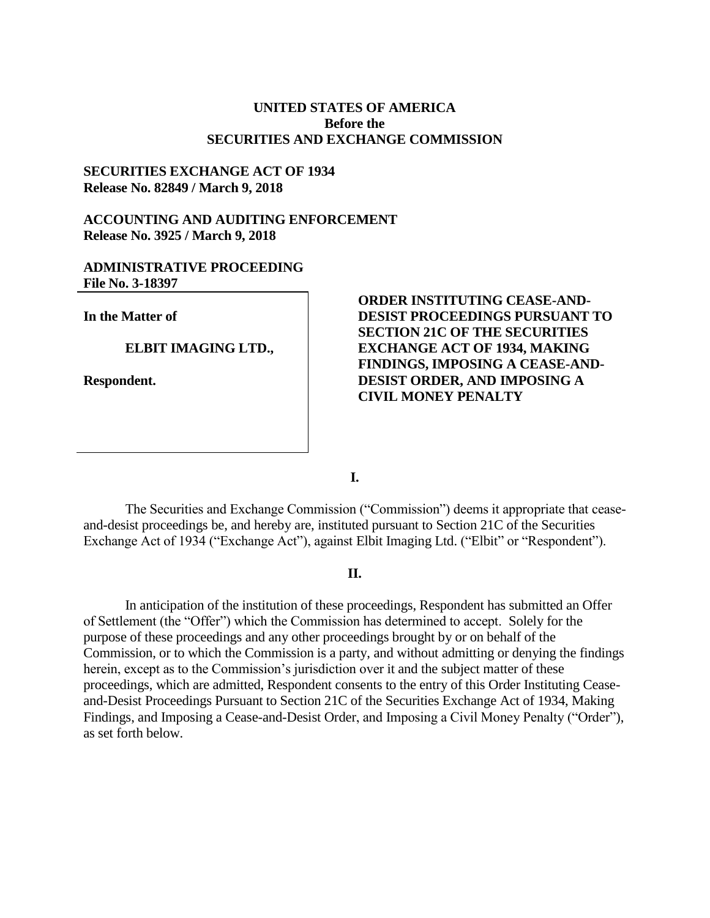**UNITED STATES OF AMERICA**
**Before the**
**SECURITIES AND EXCHANGE COMMISSION**

**SECURITIES EXCHANGE ACT OF 1934**
**Release No. 82849 / March 9, 2018**

**ACCOUNTING AND AUDITING ENFORCEMENT**
**Release No. 3925 / March 9, 2018**

**ADMINISTRATIVE PROCEEDING**
**File No. 3-18397**

**In the Matter of**

**ELBIT IMAGING LTD.,**

**Respondent.**

**ORDER INSTITUTING CEASE-AND-DESIST PROCEEDINGS PURSUANT TO SECTION 21C OF THE SECURITIES EXCHANGE ACT OF 1934, MAKING FINDINGS, IMPOSING A CEASE-AND-DESIST ORDER, AND IMPOSING A CIVIL MONEY PENALTY**

**I.**

The Securities and Exchange Commission ("Commission") deems it appropriate that cease-and-desist proceedings be, and hereby are, instituted pursuant to Section 21C of the Securities Exchange Act of 1934 ("Exchange Act"), against Elbit Imaging Ltd. ("Elbit" or "Respondent").

**II.**

In anticipation of the institution of these proceedings, Respondent has submitted an Offer of Settlement (the "Offer") which the Commission has determined to accept. Solely for the purpose of these proceedings and any other proceedings brought by or on behalf of the Commission, or to which the Commission is a party, and without admitting or denying the findings herein, except as to the Commission's jurisdiction over it and the subject matter of these proceedings, which are admitted, Respondent consents to the entry of this Order Instituting Cease-and-Desist Proceedings Pursuant to Section 21C of the Securities Exchange Act of 1934, Making Findings, and Imposing a Cease-and-Desist Order, and Imposing a Civil Money Penalty ("Order"), as set forth below.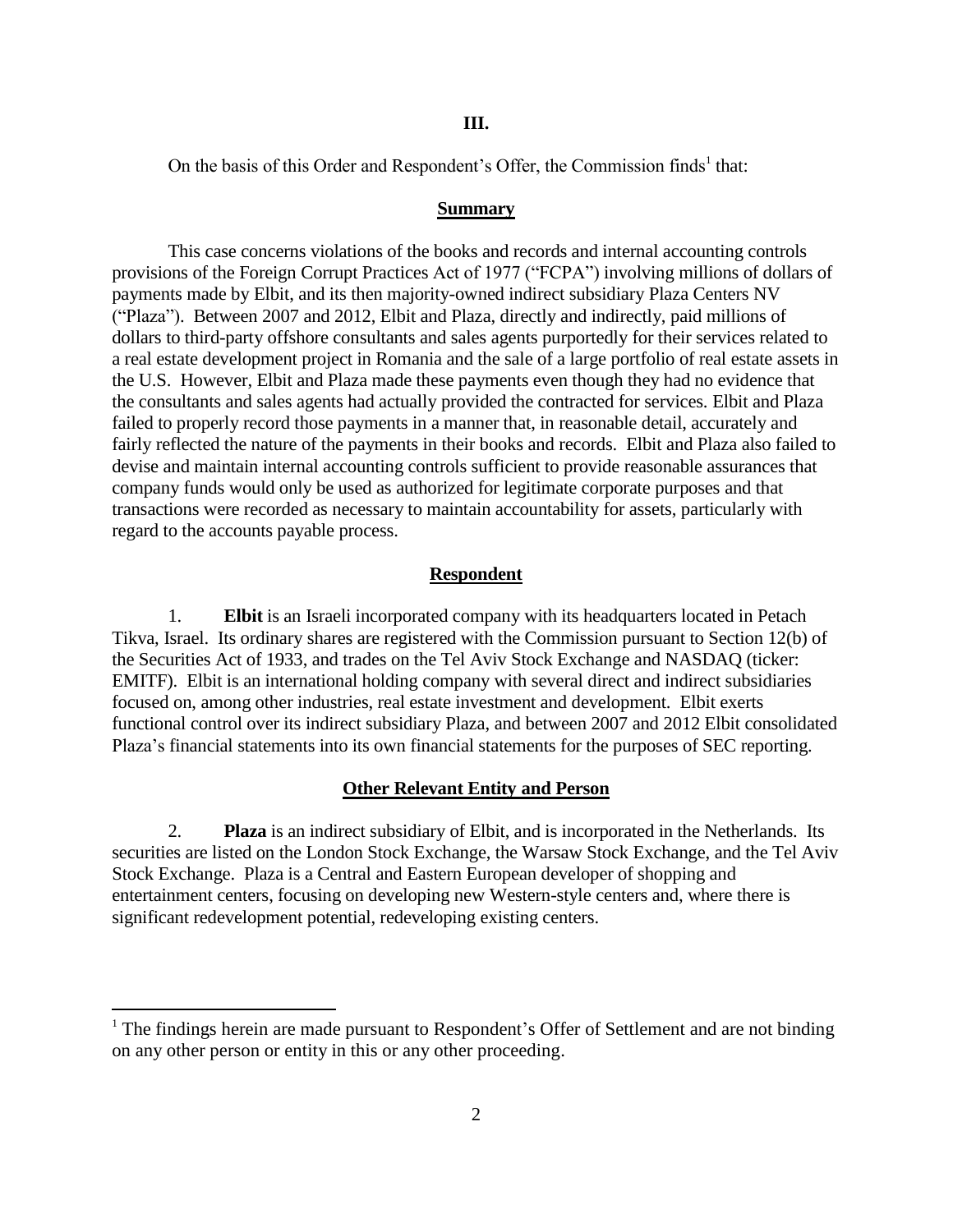## III.

On the basis of this Order and Respondent's Offer, the Commission finds[1] that:

## Summary

This case concerns violations of the books and records and internal accounting controls provisions of the Foreign Corrupt Practices Act of 1977 ("FCPA") involving millions of dollars of payments made by Elbit, and its then majority-owned indirect subsidiary Plaza Centers NV ("Plaza"). Between 2007 and 2012, Elbit and Plaza, directly and indirectly, paid millions of dollars to third-party offshore consultants and sales agents purportedly for their services related to a real estate development project in Romania and the sale of a large portfolio of real estate assets in the U.S. However, Elbit and Plaza made these payments even though they had no evidence that the consultants and sales agents had actually provided the contracted for services. Elbit and Plaza failed to properly record those payments in a manner that, in reasonable detail, accurately and fairly reflected the nature of the payments in their books and records. Elbit and Plaza also failed to devise and maintain internal accounting controls sufficient to provide reasonable assurances that company funds would only be used as authorized for legitimate corporate purposes and that transactions were recorded as necessary to maintain accountability for assets, particularly with regard to the accounts payable process.

## Respondent

1. **Elbit** is an Israeli incorporated company with its headquarters located in Petach Tikva, Israel. Its ordinary shares are registered with the Commission pursuant to Section 12(b) of the Securities Act of 1933, and trades on the Tel Aviv Stock Exchange and NASDAQ (ticker: EMITF). Elbit is an international holding company with several direct and indirect subsidiaries focused on, among other industries, real estate investment and development. Elbit exerts functional control over its indirect subsidiary Plaza, and between 2007 and 2012 Elbit consolidated Plaza's financial statements into its own financial statements for the purposes of SEC reporting.

## Other Relevant Entity and Person

2. **Plaza** is an indirect subsidiary of Elbit, and is incorporated in the Netherlands. Its securities are listed on the London Stock Exchange, the Warsaw Stock Exchange, and the Tel Aviv Stock Exchange. Plaza is a Central and Eastern European developer of shopping and entertainment centers, focusing on developing new Western-style centers and, where there is significant redevelopment potential, redeveloping existing centers.

---

[1] The findings herein are made pursuant to Respondent's Offer of Settlement and are not binding on any other person or entity in this or any other proceeding.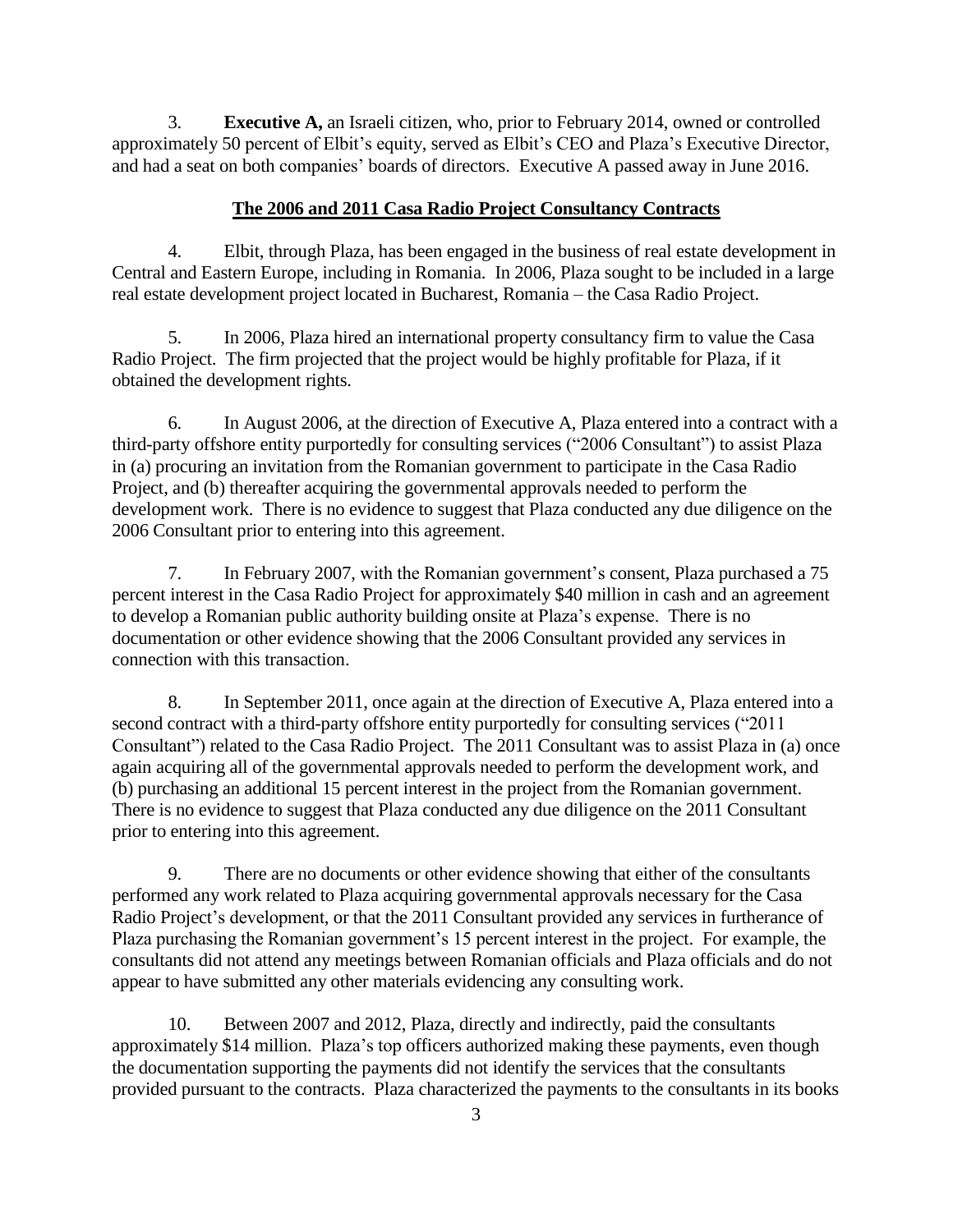3. **Executive A,** an Israeli citizen, who, prior to February 2014, owned or controlled approximately 50 percent of Elbit's equity, served as Elbit's CEO and Plaza's Executive Director, and had a seat on both companies' boards of directors. Executive A passed away in June 2016.

## The 2006 and 2011 Casa Radio Project Consultancy Contracts

4. Elbit, through Plaza, has been engaged in the business of real estate development in Central and Eastern Europe, including in Romania. In 2006, Plaza sought to be included in a large real estate development project located in Bucharest, Romania – the Casa Radio Project.

5. In 2006, Plaza hired an international property consultancy firm to value the Casa Radio Project. The firm projected that the project would be highly profitable for Plaza, if it obtained the development rights.

6. In August 2006, at the direction of Executive A, Plaza entered into a contract with a third-party offshore entity purportedly for consulting services ("2006 Consultant") to assist Plaza in (a) procuring an invitation from the Romanian government to participate in the Casa Radio Project, and (b) thereafter acquiring the governmental approvals needed to perform the development work. There is no evidence to suggest that Plaza conducted any due diligence on the 2006 Consultant prior to entering into this agreement.

7. In February 2007, with the Romanian government's consent, Plaza purchased a 75 percent interest in the Casa Radio Project for approximately $40 million in cash and an agreement to develop a Romanian public authority building onsite at Plaza's expense. There is no documentation or other evidence showing that the 2006 Consultant provided any services in connection with this transaction.

8. In September 2011, once again at the direction of Executive A, Plaza entered into a second contract with a third-party offshore entity purportedly for consulting services ("2011 Consultant") related to the Casa Radio Project. The 2011 Consultant was to assist Plaza in (a) once again acquiring all of the governmental approvals needed to perform the development work, and (b) purchasing an additional 15 percent interest in the project from the Romanian government. There is no evidence to suggest that Plaza conducted any due diligence on the 2011 Consultant prior to entering into this agreement.

9. There are no documents or other evidence showing that either of the consultants performed any work related to Plaza acquiring governmental approvals necessary for the Casa Radio Project's development, or that the 2011 Consultant provided any services in furtherance of Plaza purchasing the Romanian government's 15 percent interest in the project. For example, the consultants did not attend any meetings between Romanian officials and Plaza officials and do not appear to have submitted any other materials evidencing any consulting work.

10. Between 2007 and 2012, Plaza, directly and indirectly, paid the consultants approximately $14 million. Plaza's top officers authorized making these payments, even though the documentation supporting the payments did not identify the services that the consultants provided pursuant to the contracts. Plaza characterized the payments to the consultants in its books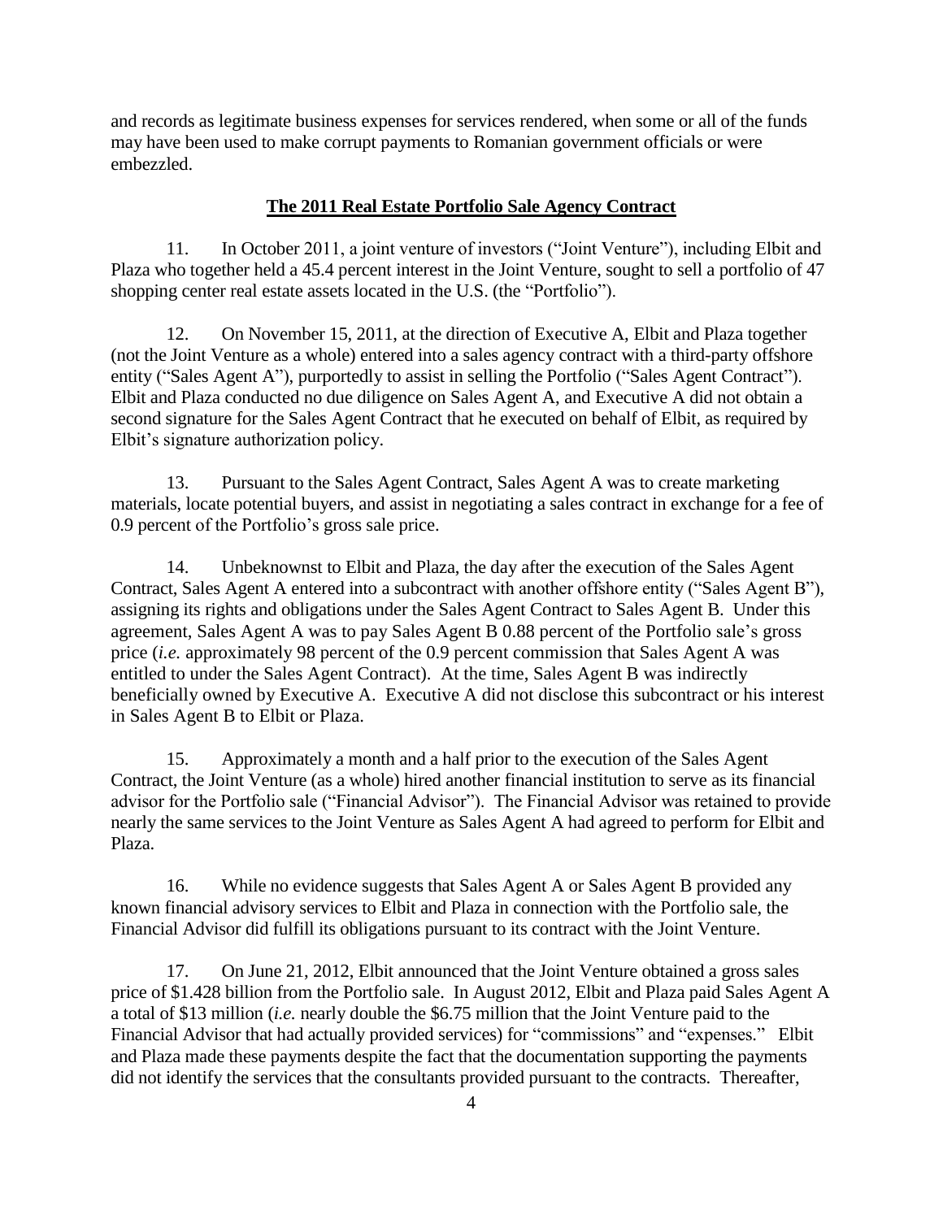and records as legitimate business expenses for services rendered, when some or all of the funds may have been used to make corrupt payments to Romanian government officials or were embezzled.

## The 2011 Real Estate Portfolio Sale Agency Contract

11. In October 2011, a joint venture of investors ("Joint Venture"), including Elbit and Plaza who together held a 45.4 percent interest in the Joint Venture, sought to sell a portfolio of 47 shopping center real estate assets located in the U.S. (the "Portfolio").

12. On November 15, 2011, at the direction of Executive A, Elbit and Plaza together (not the Joint Venture as a whole) entered into a sales agency contract with a third-party offshore entity ("Sales Agent A"), purportedly to assist in selling the Portfolio ("Sales Agent Contract"). Elbit and Plaza conducted no due diligence on Sales Agent A, and Executive A did not obtain a second signature for the Sales Agent Contract that he executed on behalf of Elbit, as required by Elbit's signature authorization policy.

13. Pursuant to the Sales Agent Contract, Sales Agent A was to create marketing materials, locate potential buyers, and assist in negotiating a sales contract in exchange for a fee of 0.9 percent of the Portfolio's gross sale price.

14. Unbeknownst to Elbit and Plaza, the day after the execution of the Sales Agent Contract, Sales Agent A entered into a subcontract with another offshore entity ("Sales Agent B"), assigning its rights and obligations under the Sales Agent Contract to Sales Agent B. Under this agreement, Sales Agent A was to pay Sales Agent B 0.88 percent of the Portfolio sale's gross price (*i.e.* approximately 98 percent of the 0.9 percent commission that Sales Agent A was entitled to under the Sales Agent Contract). At the time, Sales Agent B was indirectly beneficially owned by Executive A. Executive A did not disclose this subcontract or his interest in Sales Agent B to Elbit or Plaza.

15. Approximately a month and a half prior to the execution of the Sales Agent Contract, the Joint Venture (as a whole) hired another financial institution to serve as its financial advisor for the Portfolio sale ("Financial Advisor"). The Financial Advisor was retained to provide nearly the same services to the Joint Venture as Sales Agent A had agreed to perform for Elbit and Plaza.

16. While no evidence suggests that Sales Agent A or Sales Agent B provided any known financial advisory services to Elbit and Plaza in connection with the Portfolio sale, the Financial Advisor did fulfill its obligations pursuant to its contract with the Joint Venture.

17. On June 21, 2012, Elbit announced that the Joint Venture obtained a gross sales price of $1.428 billion from the Portfolio sale. In August 2012, Elbit and Plaza paid Sales Agent A a total of $13 million (*i.e.* nearly double the $6.75 million that the Joint Venture paid to the Financial Advisor that had actually provided services) for "commissions" and "expenses." Elbit and Plaza made these payments despite the fact that the documentation supporting the payments did not identify the services that the consultants provided pursuant to the contracts. Thereafter,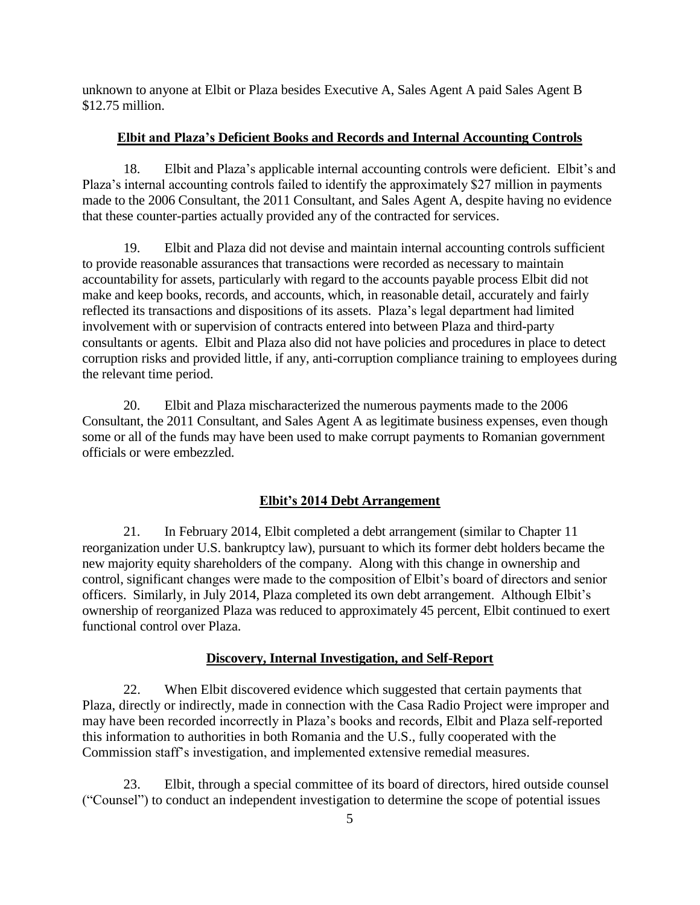unknown to anyone at Elbit or Plaza besides Executive A, Sales Agent A paid Sales Agent B $12.75 million.

**Elbit and Plaza's Deficient Books and Records and Internal Accounting Controls**

18. Elbit and Plaza's applicable internal accounting controls were deficient. Elbit's and Plaza's internal accounting controls failed to identify the approximately $27 million in payments made to the 2006 Consultant, the 2011 Consultant, and Sales Agent A, despite having no evidence that these counter-parties actually provided any of the contracted for services.

19. Elbit and Plaza did not devise and maintain internal accounting controls sufficient to provide reasonable assurances that transactions were recorded as necessary to maintain accountability for assets, particularly with regard to the accounts payable process Elbit did not make and keep books, records, and accounts, which, in reasonable detail, accurately and fairly reflected its transactions and dispositions of its assets. Plaza's legal department had limited involvement with or supervision of contracts entered into between Plaza and third-party consultants or agents. Elbit and Plaza also did not have policies and procedures in place to detect corruption risks and provided little, if any, anti-corruption compliance training to employees during the relevant time period.

20. Elbit and Plaza mischaracterized the numerous payments made to the 2006 Consultant, the 2011 Consultant, and Sales Agent A as legitimate business expenses, even though some or all of the funds may have been used to make corrupt payments to Romanian government officials or were embezzled.

**Elbit's 2014 Debt Arrangement**

21. In February 2014, Elbit completed a debt arrangement (similar to Chapter 11 reorganization under U.S. bankruptcy law), pursuant to which its former debt holders became the new majority equity shareholders of the company. Along with this change in ownership and control, significant changes were made to the composition of Elbit's board of directors and senior officers. Similarly, in July 2014, Plaza completed its own debt arrangement. Although Elbit's ownership of reorganized Plaza was reduced to approximately 45 percent, Elbit continued to exert functional control over Plaza.

**Discovery, Internal Investigation, and Self-Report**

22. When Elbit discovered evidence which suggested that certain payments that Plaza, directly or indirectly, made in connection with the Casa Radio Project were improper and may have been recorded incorrectly in Plaza's books and records, Elbit and Plaza self-reported this information to authorities in both Romania and the U.S., fully cooperated with the Commission staff's investigation, and implemented extensive remedial measures.

23. Elbit, through a special committee of its board of directors, hired outside counsel ("Counsel") to conduct an independent investigation to determine the scope of potential issues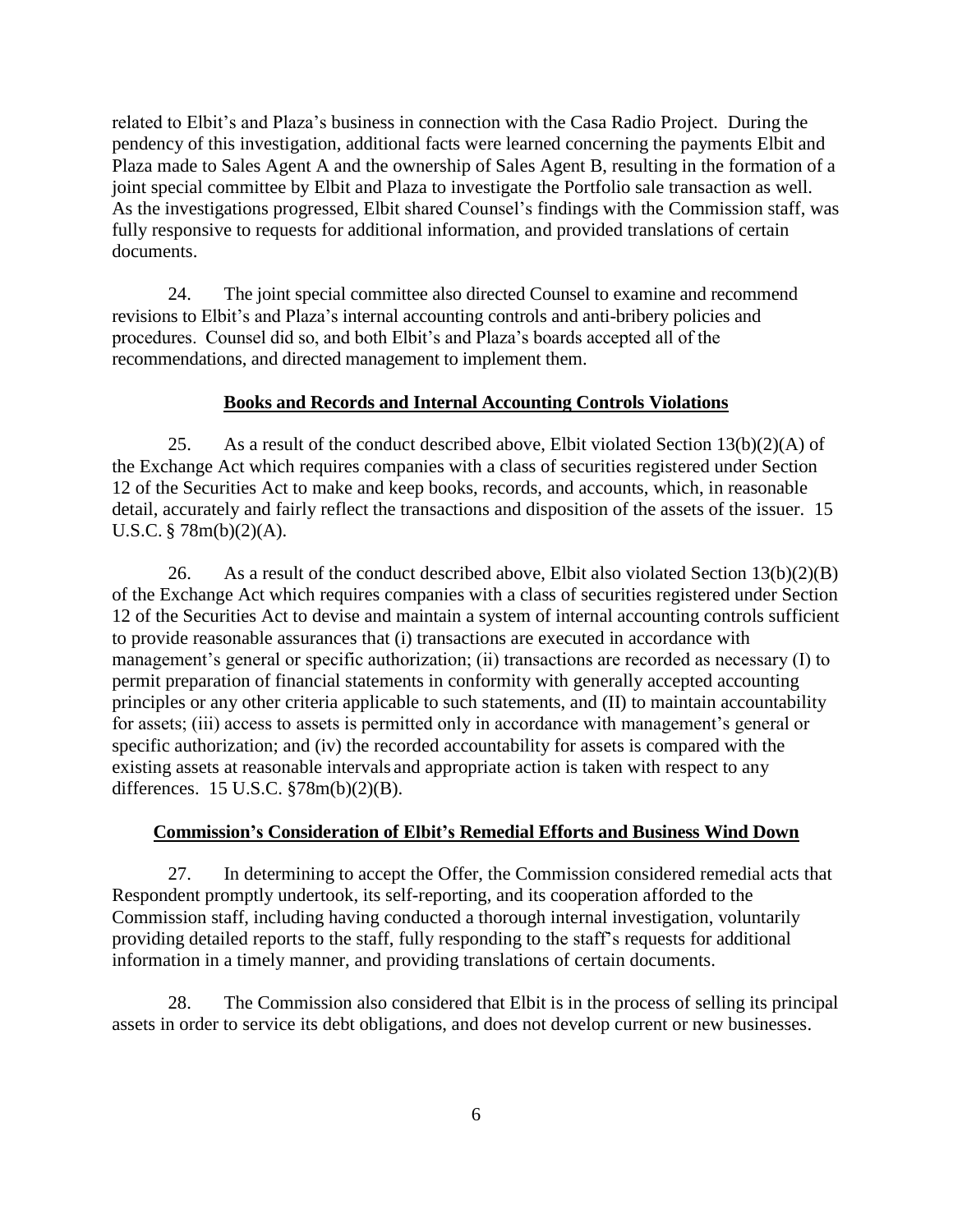related to Elbit's and Plaza's business in connection with the Casa Radio Project. During the pendency of this investigation, additional facts were learned concerning the payments Elbit and Plaza made to Sales Agent A and the ownership of Sales Agent B, resulting in the formation of a joint special committee by Elbit and Plaza to investigate the Portfolio sale transaction as well. As the investigations progressed, Elbit shared Counsel's findings with the Commission staff, was fully responsive to requests for additional information, and provided translations of certain documents.

24. The joint special committee also directed Counsel to examine and recommend revisions to Elbit's and Plaza's internal accounting controls and anti-bribery policies and procedures. Counsel did so, and both Elbit's and Plaza's boards accepted all of the recommendations, and directed management to implement them.

**Books and Records and Internal Accounting Controls Violations**

25. As a result of the conduct described above, Elbit violated Section 13(b)(2)(A) of the Exchange Act which requires companies with a class of securities registered under Section 12 of the Securities Act to make and keep books, records, and accounts, which, in reasonable detail, accurately and fairly reflect the transactions and disposition of the assets of the issuer. 15 U.S.C. § 78m(b)(2)(A).

26. As a result of the conduct described above, Elbit also violated Section 13(b)(2)(B) of the Exchange Act which requires companies with a class of securities registered under Section 12 of the Securities Act to devise and maintain a system of internal accounting controls sufficient to provide reasonable assurances that (i) transactions are executed in accordance with management's general or specific authorization; (ii) transactions are recorded as necessary (I) to permit preparation of financial statements in conformity with generally accepted accounting principles or any other criteria applicable to such statements, and (II) to maintain accountability for assets; (iii) access to assets is permitted only in accordance with management's general or specific authorization; and (iv) the recorded accountability for assets is compared with the existing assets at reasonable intervals and appropriate action is taken with respect to any differences. 15 U.S.C. §78m(b)(2)(B).

**Commission's Consideration of Elbit's Remedial Efforts and Business Wind Down**

27. In determining to accept the Offer, the Commission considered remedial acts that Respondent promptly undertook, its self-reporting, and its cooperation afforded to the Commission staff, including having conducted a thorough internal investigation, voluntarily providing detailed reports to the staff, fully responding to the staff's requests for additional information in a timely manner, and providing translations of certain documents.

28. The Commission also considered that Elbit is in the process of selling its principal assets in order to service its debt obligations, and does not develop current or new businesses.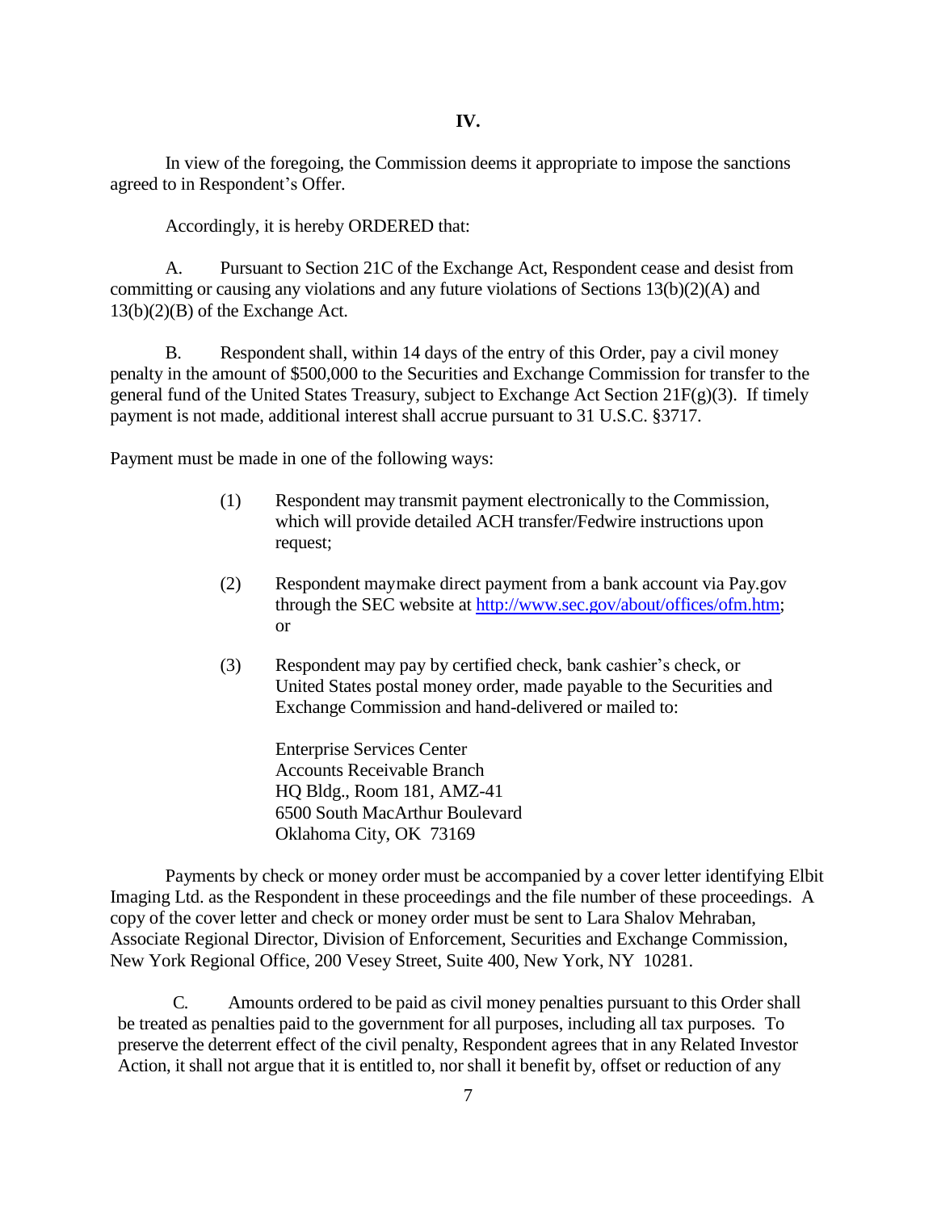## IV.

In view of the foregoing, the Commission deems it appropriate to impose the sanctions agreed to in Respondent's Offer.

Accordingly, it is hereby ORDERED that:

A. Pursuant to Section 21C of the Exchange Act, Respondent cease and desist from committing or causing any violations and any future violations of Sections 13(b)(2)(A) and 13(b)(2)(B) of the Exchange Act.

B. Respondent shall, within 14 days of the entry of this Order, pay a civil money penalty in the amount of $500,000 to the Securities and Exchange Commission for transfer to the general fund of the United States Treasury, subject to Exchange Act Section 21F(g)(3). If timely payment is not made, additional interest shall accrue pursuant to 31 U.S.C. §3717.

Payment must be made in one of the following ways:

(1) Respondent may transmit payment electronically to the Commission, which will provide detailed ACH transfer/Fedwire instructions upon request;

(2) Respondent maymake direct payment from a bank account via Pay.gov through the SEC website at http://www.sec.gov/about/offices/ofm.htm; or

(3) Respondent may pay by certified check, bank cashier's check, or United States postal money order, made payable to the Securities and Exchange Commission and hand-delivered or mailed to:

Enterprise Services Center
Accounts Receivable Branch
HQ Bldg., Room 181, AMZ-41
6500 South MacArthur Boulevard
Oklahoma City, OK 73169

Payments by check or money order must be accompanied by a cover letter identifying Elbit Imaging Ltd. as the Respondent in these proceedings and the file number of these proceedings. A copy of the cover letter and check or money order must be sent to Lara Shalov Mehraban, Associate Regional Director, Division of Enforcement, Securities and Exchange Commission, New York Regional Office, 200 Vesey Street, Suite 400, New York, NY 10281.

C. Amounts ordered to be paid as civil money penalties pursuant to this Order shall be treated as penalties paid to the government for all purposes, including all tax purposes. To preserve the deterrent effect of the civil penalty, Respondent agrees that in any Related Investor Action, it shall not argue that it is entitled to, nor shall it benefit by, offset or reduction of any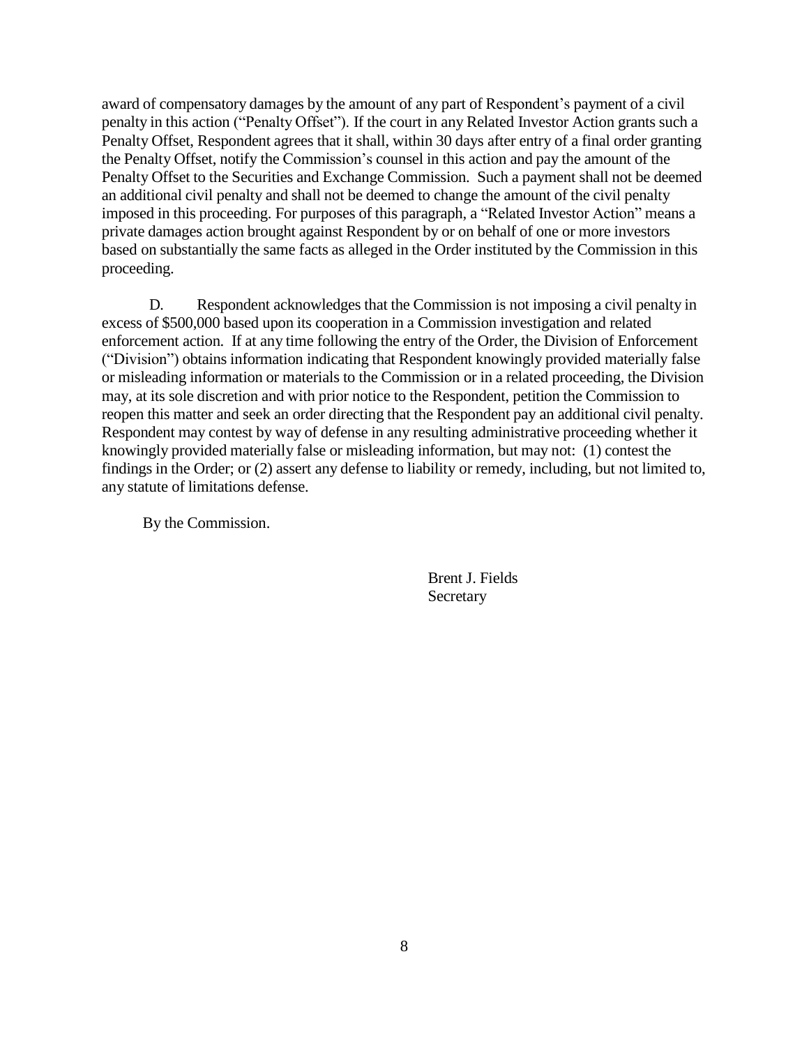award of compensatory damages by the amount of any part of Respondent's payment of a civil penalty in this action ("Penalty Offset"). If the court in any Related Investor Action grants such a Penalty Offset, Respondent agrees that it shall, within 30 days after entry of a final order granting the Penalty Offset, notify the Commission's counsel in this action and pay the amount of the Penalty Offset to the Securities and Exchange Commission. Such a payment shall not be deemed an additional civil penalty and shall not be deemed to change the amount of the civil penalty imposed in this proceeding. For purposes of this paragraph, a "Related Investor Action" means a private damages action brought against Respondent by or on behalf of one or more investors based on substantially the same facts as alleged in the Order instituted by the Commission in this proceeding.

D. Respondent acknowledges that the Commission is not imposing a civil penalty in excess of $500,000 based upon its cooperation in a Commission investigation and related enforcement action. If at any time following the entry of the Order, the Division of Enforcement ("Division") obtains information indicating that Respondent knowingly provided materially false or misleading information or materials to the Commission or in a related proceeding, the Division may, at its sole discretion and with prior notice to the Respondent, petition the Commission to reopen this matter and seek an order directing that the Respondent pay an additional civil penalty. Respondent may contest by way of defense in any resulting administrative proceeding whether it knowingly provided materially false or misleading information, but may not: (1) contest the findings in the Order; or (2) assert any defense to liability or remedy, including, but not limited to, any statute of limitations defense.

By the Commission.

Brent J. Fields
Secretary